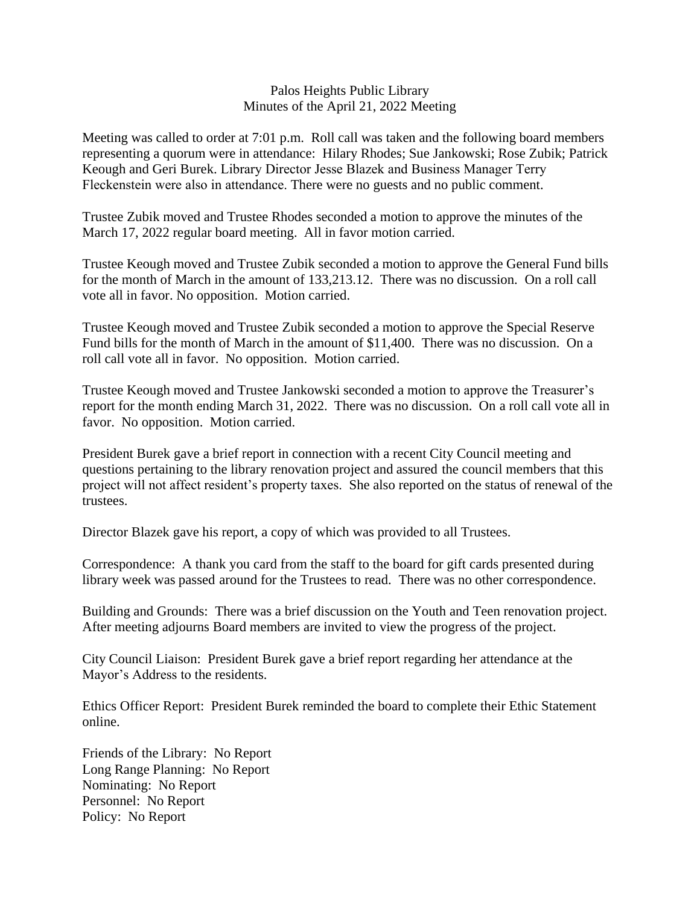Palos Heights Public Library
Minutes of the April 21, 2022 Meeting

Meeting was called to order at 7:01 p.m. Roll call was taken and the following board members representing a quorum were in attendance: Hilary Rhodes; Sue Jankowski; Rose Zubik; Patrick Keough and Geri Burek. Library Director Jesse Blazek and Business Manager Terry Fleckenstein were also in attendance. There were no guests and no public comment.

Trustee Zubik moved and Trustee Rhodes seconded a motion to approve the minutes of the March 17, 2022 regular board meeting. All in favor motion carried.

Trustee Keough moved and Trustee Zubik seconded a motion to approve the General Fund bills for the month of March in the amount of 133,213.12. There was no discussion. On a roll call vote all in favor. No opposition. Motion carried.

Trustee Keough moved and Trustee Zubik seconded a motion to approve the Special Reserve Fund bills for the month of March in the amount of $11,400. There was no discussion. On a roll call vote all in favor. No opposition. Motion carried.

Trustee Keough moved and Trustee Jankowski seconded a motion to approve the Treasurer's report for the month ending March 31, 2022. There was no discussion. On a roll call vote all in favor. No opposition. Motion carried.

President Burek gave a brief report in connection with a recent City Council meeting and questions pertaining to the library renovation project and assured the council members that this project will not affect resident's property taxes. She also reported on the status of renewal of the trustees.

Director Blazek gave his report, a copy of which was provided to all Trustees.

Correspondence: A thank you card from the staff to the board for gift cards presented during library week was passed around for the Trustees to read. There was no other correspondence.

Building and Grounds: There was a brief discussion on the Youth and Teen renovation project. After meeting adjourns Board members are invited to view the progress of the project.

City Council Liaison: President Burek gave a brief report regarding her attendance at the Mayor's Address to the residents.

Ethics Officer Report: President Burek reminded the board to complete their Ethic Statement online.

Friends of the Library: No Report
Long Range Planning: No Report
Nominating: No Report
Personnel: No Report
Policy: No Report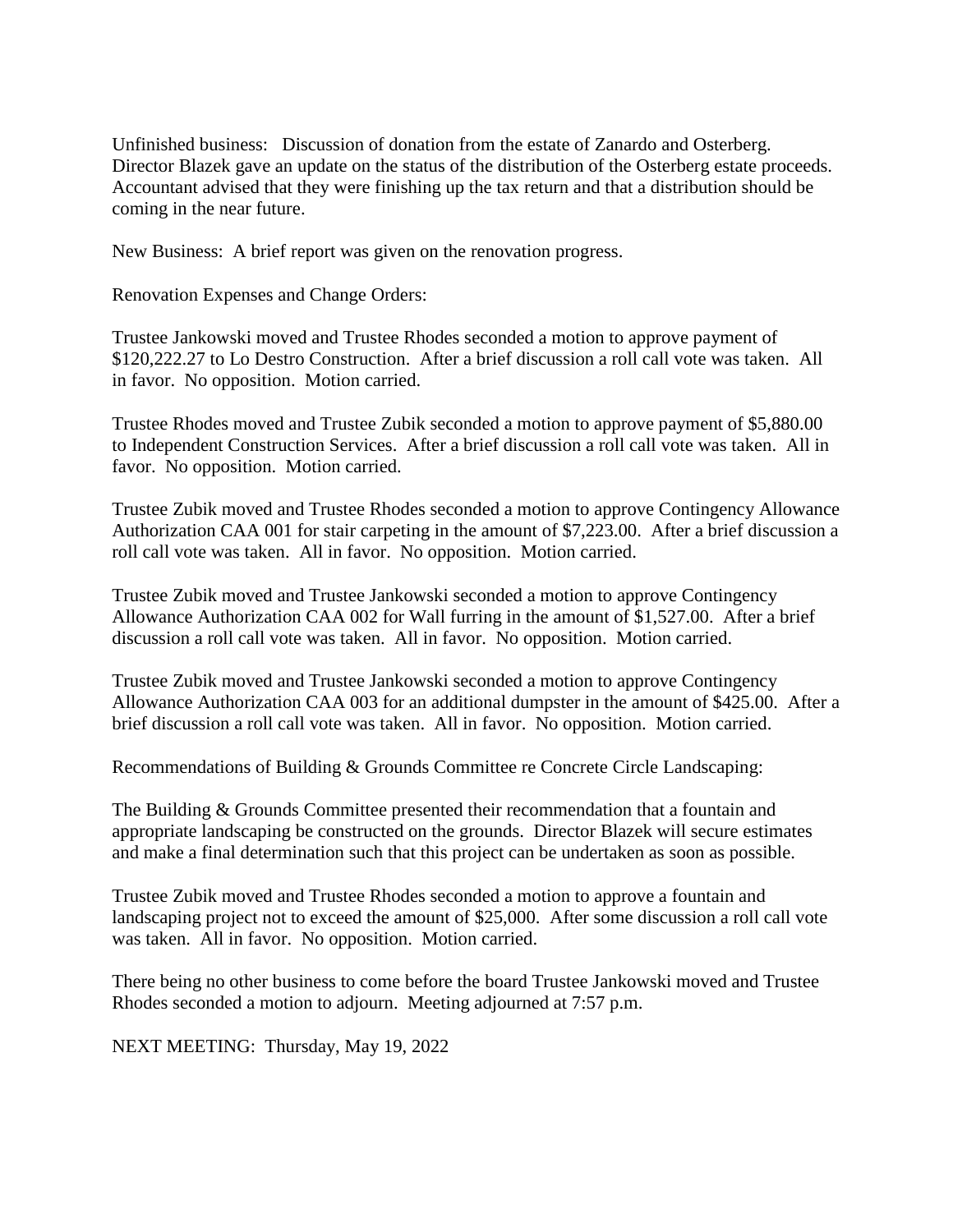Unfinished business: Discussion of donation from the estate of Zanardo and Osterberg. Director Blazek gave an update on the status of the distribution of the Osterberg estate proceeds. Accountant advised that they were finishing up the tax return and that a distribution should be coming in the near future.

New Business: A brief report was given on the renovation progress.

Renovation Expenses and Change Orders:

Trustee Jankowski moved and Trustee Rhodes seconded a motion to approve payment of $120,222.27 to Lo Destro Construction. After a brief discussion a roll call vote was taken. All in favor. No opposition. Motion carried.

Trustee Rhodes moved and Trustee Zubik seconded a motion to approve payment of $5,880.00 to Independent Construction Services. After a brief discussion a roll call vote was taken. All in favor. No opposition. Motion carried.

Trustee Zubik moved and Trustee Rhodes seconded a motion to approve Contingency Allowance Authorization CAA 001 for stair carpeting in the amount of $7,223.00. After a brief discussion a roll call vote was taken. All in favor. No opposition. Motion carried.

Trustee Zubik moved and Trustee Jankowski seconded a motion to approve Contingency Allowance Authorization CAA 002 for Wall furring in the amount of $1,527.00. After a brief discussion a roll call vote was taken. All in favor. No opposition. Motion carried.

Trustee Zubik moved and Trustee Jankowski seconded a motion to approve Contingency Allowance Authorization CAA 003 for an additional dumpster in the amount of $425.00. After a brief discussion a roll call vote was taken. All in favor. No opposition. Motion carried.

Recommendations of Building & Grounds Committee re Concrete Circle Landscaping:

The Building & Grounds Committee presented their recommendation that a fountain and appropriate landscaping be constructed on the grounds. Director Blazek will secure estimates and make a final determination such that this project can be undertaken as soon as possible.

Trustee Zubik moved and Trustee Rhodes seconded a motion to approve a fountain and landscaping project not to exceed the amount of $25,000. After some discussion a roll call vote was taken. All in favor. No opposition. Motion carried.

There being no other business to come before the board Trustee Jankowski moved and Trustee Rhodes seconded a motion to adjourn. Meeting adjourned at 7:57 p.m.

NEXT MEETING: Thursday, May 19, 2022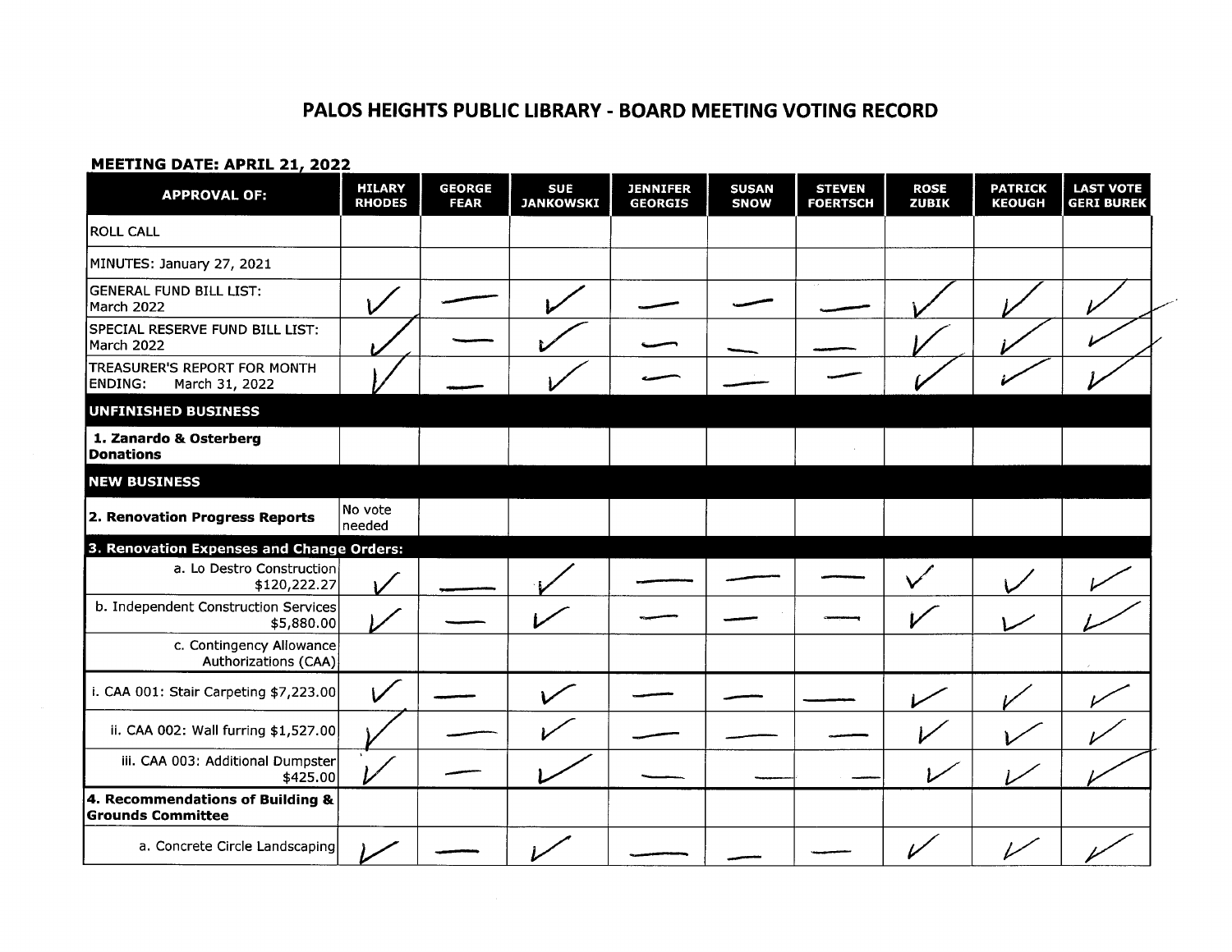# PALOS HEIGHTS PUBLIC LIBRARY - BOARD MEETING VOTING RECORD

**MEETING DATE: APRIL 21, 2022**

| APPROVAL OF: | HILARY RHODES | GEORGE FEAR | SUE JANKOWSKI | JENNIFER GEORGIS | SUSAN SNOW | STEVEN FOERTSCH | ROSE ZUBIK | PATRICK KEOUGH | LAST VOTE GERI BUREK |
|---|---|---|---|---|---|---|---|---|---|
| ROLL CALL | | | | | | | | | |
| MINUTES: January 27, 2021 | | | | | | | | | |
| GENERAL FUND BILL LIST: March 2022 | ✓ | — | ✓ | — | — | — | ✓ | ✓ | ✓ |
| SPECIAL RESERVE FUND BILL LIST: March 2022 | ✓ | — | ✓ | — | — | — | ✓ | ✓ | ✓ |
| TREASURER'S REPORT FOR MONTH ENDING: March 31, 2022 | ✓ | — | ✓ | — | — | — | ✓ | ✓ | ✓ |
| **UNFINISHED BUSINESS** | | | | | | | | | |
| **1. Zanardo & Osterberg Donations** | | | | | | | | | |
| **NEW BUSINESS** | | | | | | | | | |
| **2. Renovation Progress Reports** | No vote needed | | | | | | | | |
| **3. Renovation Expenses and Change Orders:** | | | | | | | | | |
| a. Lo Destro Construction $120,222.27 | ✓ | — | ✓ | — | — | — | ✓ | ✓ | ✓ |
| b. Independent Construction Services $5,880.00 | ✓ | — | ✓ | — | — | — | ✓ | ✓ | ✓ |
| c. Contingency Allowance Authorizations (CAA) | | | | | | | | | |
| i. CAA 001: Stair Carpeting $7,223.00 | ✓ | — | ✓ | — | — | — | ✓ | ✓ | ✓ |
| ii. CAA 002: Wall furring $1,527.00 | ✓ | — | ✓ | — | — | — | ✓ | ✓ | ✓ |
| iii. CAA 003: Additional Dumpster $425.00 | ✓ | — | ✓ | — | — | — | ✓ | ✓ | ✓ |
| **4. Recommendations of Building & Grounds Committee** | | | | | | | | | |
| a. Concrete Circle Landscaping | ✓ | — | ✓ | — | — | — | ✓ | ✓ | ✓ |